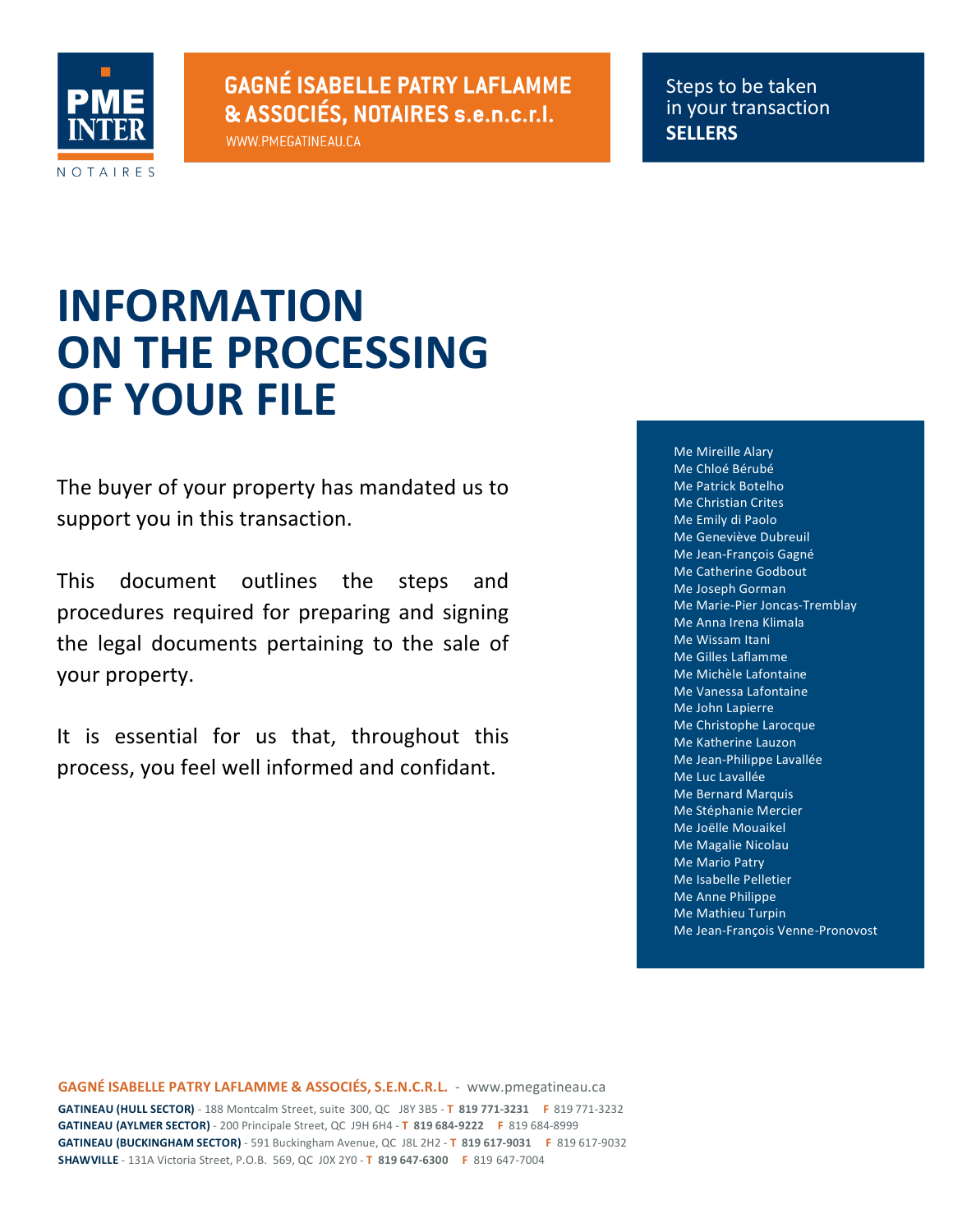**PME INTER**

NOTAIRES

**GAGNÉ ISABELLE PATRY LAFLAMME & ASSOCIÉS, NOTAIRES s.e.n.c.r.l.**

WWW.PMEGATINEAU.CA

Steps to be taken in your transaction
**SELLERS**

# INFORMATION ON THE PROCESSING OF YOUR FILE

The buyer of your property has mandated us to support you in this transaction.

This document outlines the steps and procedures required for preparing and signing the legal documents pertaining to the sale of your property.

It is essential for us that, throughout this process, you feel well informed and confidant.

Me Mireille Alary
Me Chloé Bérubé
Me Patrick Botelho
Me Christian Crites
Me Emily di Paolo
Me Geneviève Dubreuil
Me Jean-François Gagné
Me Catherine Godbout
Me Joseph Gorman
Me Marie-Pier Joncas-Tremblay
Me Anna Irena Klimala
Me Wissam Itani
Me Gilles Laflamme
Me Michèle Lafontaine
Me Vanessa Lafontaine
Me John Lapierre
Me Christophe Larocque
Me Katherine Lauzon
Me Jean-Philippe Lavallée
Me Luc Lavallée
Me Bernard Marquis
Me Stéphanie Mercier
Me Joëlle Mouaikel
Me Magalie Nicolau
Me Mario Patry
Me Isabelle Pelletier
Me Anne Philippe
Me Mathieu Turpin
Me Jean-François Venne-Pronovost

**GAGNÉ ISABELLE PATRY LAFLAMME & ASSOCIÉS, S.E.N.C.R.L.** - www.pmegatineau.ca

**GATINEAU (HULL SECTOR)** - 188 Montcalm Street, suite 300, QC J8Y 3B5 - **T 819 771-3231** F 819 771-3232
**GATINEAU (AYLMER SECTOR)** - 200 Principale Street, QC J9H 6H4 - **T 819 684-9222** F 819 684-8999
**GATINEAU (BUCKINGHAM SECTOR)** - 591 Buckingham Avenue, QC J8L 2H2 - **T 819 617-9031** F 819 617-9032
**SHAWVILLE** - 131A Victoria Street, P.O.B. 569, QC J0X 2Y0 - **T 819 647-6300** F 819 647-7004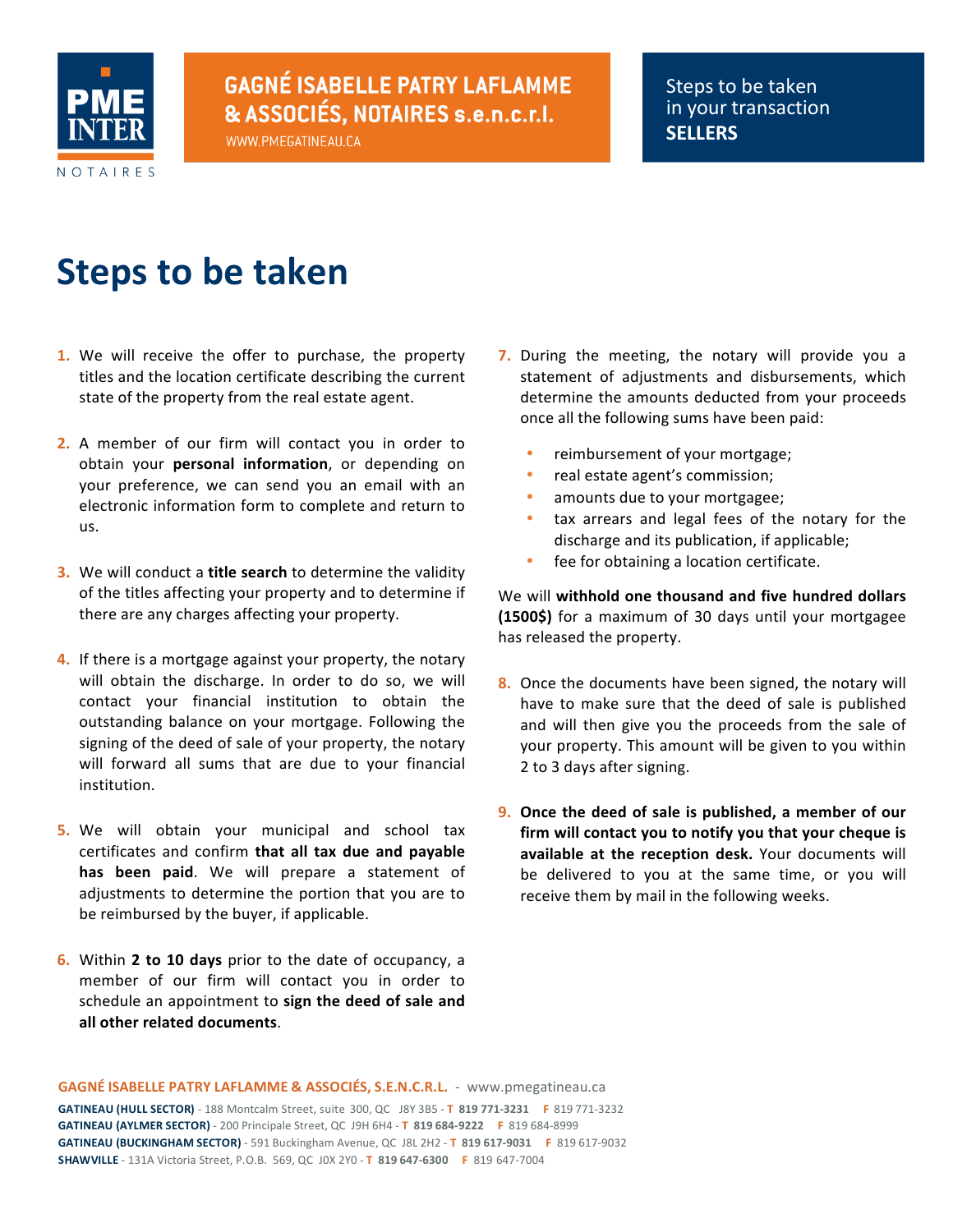PME INTER

NOTAIRES

**GAGNÉ ISABELLE PATRY LAFLAMME & ASSOCIÉS, NOTAIRES s.e.n.c.r.l.**

WWW.PMEGATINEAU.CA

Steps to be taken in your transaction
**SELLERS**

# Steps to be taken

1. We will receive the offer to purchase, the property titles and the location certificate describing the current state of the property from the real estate agent.

2. A member of our firm will contact you in order to obtain your **personal information**, or depending on your preference, we can send you an email with an electronic information form to complete and return to us.

3. We will conduct a **title search** to determine the validity of the titles affecting your property and to determine if there are any charges affecting your property.

4. If there is a mortgage against your property, the notary will obtain the discharge. In order to do so, we will contact your financial institution to obtain the outstanding balance on your mortgage. Following the signing of the deed of sale of your property, the notary will forward all sums that are due to your financial institution.

5. We will obtain your municipal and school tax certificates and confirm **that all tax due and payable has been paid**. We will prepare a statement of adjustments to determine the portion that you are to be reimbursed by the buyer, if applicable.

6. Within **2 to 10 days** prior to the date of occupancy, a member of our firm will contact you in order to schedule an appointment to **sign the deed of sale and all other related documents**.

7. During the meeting, the notary will provide you a statement of adjustments and disbursements, which determine the amounts deducted from your proceeds once all the following sums have been paid:

   - reimbursement of your mortgage;
   - real estate agent's commission;
   - amounts due to your mortgagee;
   - tax arrears and legal fees of the notary for the discharge and its publication, if applicable;
   - fee for obtaining a location certificate.

   We will **withhold one thousand and five hundred dollars (1500$)** for a maximum of 30 days until your mortgagee has released the property.

8. Once the documents have been signed, the notary will have to make sure that the deed of sale is published and will then give you the proceeds from the sale of your property. This amount will be given to you within 2 to 3 days after signing.

9. **Once the deed of sale is published, a member of our firm will contact you to notify you that your cheque is available at the reception desk.** Your documents will be delivered to you at the same time, or you will receive them by mail in the following weeks.

**GAGNÉ ISABELLE PATRY LAFLAMME & ASSOCIÉS, S.E.N.C.R.L.** - www.pmegatineau.ca

**GATINEAU (HULL SECTOR)** - 188 Montcalm Street, suite 300, QC J8Y 3B5 - **T 819 771-3231** F 819 771-3232
**GATINEAU (AYLMER SECTOR)** - 200 Principale Street, QC J9H 6H4 - **T 819 684-9222** F 819 684-8999
**GATINEAU (BUCKINGHAM SECTOR)** - 591 Buckingham Avenue, QC J8L 2H2 - **T 819 617-9031** F 819 617-9032
**SHAWVILLE** - 131A Victoria Street, P.O.B. 569, QC J0X 2Y0 - **T 819 647-6300** F 819 647-7004